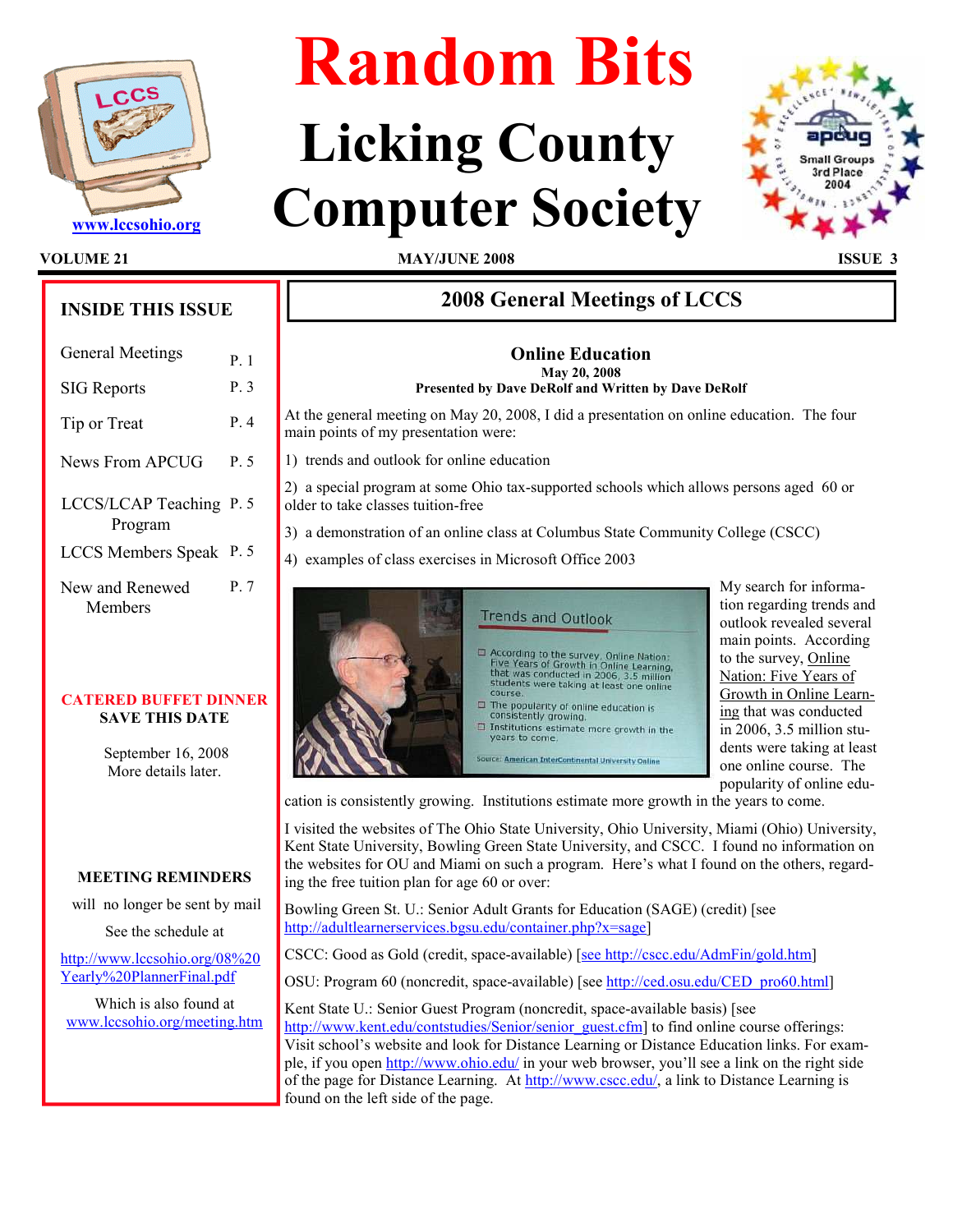# Random Bits

# Licking County Computer Society

www.lccsohio.org

VOLUME 21 MAY/JUNE 2008 ISSUE 3

## INSIDE THIS ISSUE

| | |
|---|---|
| General Meetings | P. 1 |
| SIG Reports | P. 3 |
| Tip or Treat | P. 4 |
| News From APCUG | P. 5 |
| LCCS/LCAP Teaching Program | P. 5 |
| LCCS Members Speak | P. 5 |
| New and Renewed Members | P. 7 |

**CATERED BUFFET DINNER**
**SAVE THIS DATE**

September 16, 2008
More details later.

**MEETING REMINDERS**

will no longer be sent by mail

See the schedule at

http://www.lccsohio.org/08%20Yearly%20PlannerFinal.pdf

Which is also found at
www.lccsohio.org/meeting.htm

## 2008 General Meetings of LCCS

### Online Education

**May 20, 2008**
**Presented by Dave DeRolf and Written by Dave DeRolf**

At the general meeting on May 20, 2008, I did a presentation on online education. The four main points of my presentation were:

1) trends and outlook for online education

2) a special program at some Ohio tax-supported schools which allows persons aged 60 or older to take classes tuition-free

3) a demonstration of an online class at Columbus State Community College (CSCC)

4) examples of class exercises in Microsoft Office 2003

My search for information regarding trends and outlook revealed several main points. According to the survey, Online Nation: Five Years of Growth in Online Learning that was conducted in 2006, 3.5 million students were taking at least one online course. The popularity of online education is consistently growing. Institutions estimate more growth in the years to come.

I visited the websites of The Ohio State University, Ohio University, Miami (Ohio) University, Kent State University, Bowling Green State University, and CSCC. I found no information on the websites for OU and Miami on such a program. Here's what I found on the others, regarding the free tuition plan for age 60 or over:

Bowling Green St. U.: Senior Adult Grants for Education (SAGE) (credit) [see http://adultlearnerservices.bgsu.edu/container.php?x=sage]

CSCC: Good as Gold (credit, space-available) [see http://cscc.edu/AdmFin/gold.htm]

OSU: Program 60 (noncredit, space-available) [see http://ced.osu.edu/CED_pro60.html]

Kent State U.: Senior Guest Program (noncredit, space-available basis) [see http://www.kent.edu/contstudies/Senior/senior_guest.cfm] to find online course offerings: Visit school's website and look for Distance Learning or Distance Education links. For example, if you open http://www.ohio.edu/ in your web browser, you'll see a link on the right side of the page for Distance Learning. At http://www.cscc.edu/, a link to Distance Learning is found on the left side of the page.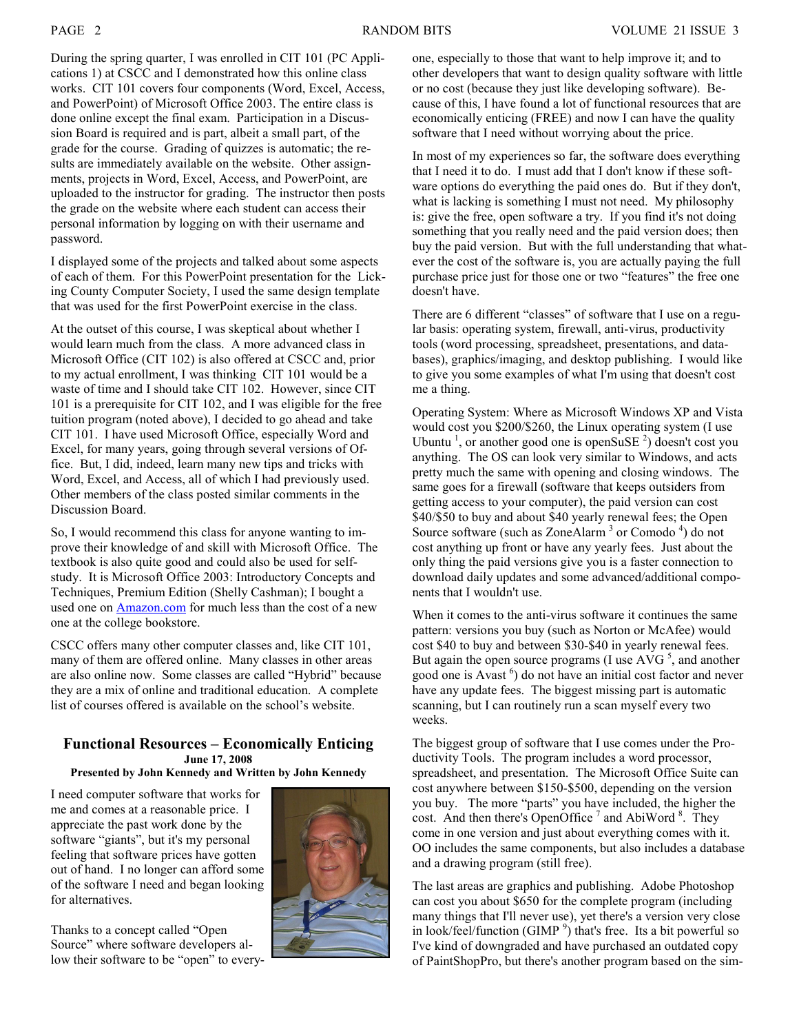During the spring quarter, I was enrolled in CIT 101 (PC Applications 1) at CSCC and I demonstrated how this online class works. CIT 101 covers four components (Word, Excel, Access, and PowerPoint) of Microsoft Office 2003. The entire class is done online except the final exam. Participation in a Discussion Board is required and is part, albeit a small part, of the grade for the course. Grading of quizzes is automatic; the results are immediately available on the website. Other assignments, projects in Word, Excel, Access, and PowerPoint, are uploaded to the instructor for grading. The instructor then posts the grade on the website where each student can access their personal information by logging on with their username and password.

I displayed some of the projects and talked about some aspects of each of them. For this PowerPoint presentation for the Licking County Computer Society, I used the same design template that was used for the first PowerPoint exercise in the class.

At the outset of this course, I was skeptical about whether I would learn much from the class. A more advanced class in Microsoft Office (CIT 102) is also offered at CSCC and, prior to my actual enrollment, I was thinking CIT 101 would be a waste of time and I should take CIT 102. However, since CIT 101 is a prerequisite for CIT 102, and I was eligible for the free tuition program (noted above), I decided to go ahead and take CIT 101. I have used Microsoft Office, especially Word and Excel, for many years, going through several versions of Office. But, I did, indeed, learn many new tips and tricks with Word, Excel, and Access, all of which I had previously used. Other members of the class posted similar comments in the Discussion Board.

So, I would recommend this class for anyone wanting to improve their knowledge of and skill with Microsoft Office. The textbook is also quite good and could also be used for self-study. It is Microsoft Office 2003: Introductory Concepts and Techniques, Premium Edition (Shelly Cashman); I bought a used one on Amazon.com for much less than the cost of a new one at the college bookstore.

CSCC offers many other computer classes and, like CIT 101, many of them are offered online. Many classes in other areas are also online now. Some classes are called "Hybrid" because they are a mix of online and traditional education. A complete list of courses offered is available on the school's website.

## Functional Resources – Economically Enticing

**June 17, 2008**

**Presented by John Kennedy and Written by John Kennedy**

I need computer software that works for me and comes at a reasonable price. I appreciate the past work done by the software "giants", but it's my personal feeling that software prices have gotten out of hand. I no longer can afford some of the software I need and began looking for alternatives.

Thanks to a concept called "Open Source" where software developers allow their software to be "open" to everyone, especially to those that want to help improve it; and to other developers that want to design quality software with little or no cost (because they just like developing software). Because of this, I have found a lot of functional resources that are economically enticing (FREE) and now I can have the quality software that I need without worrying about the price.

In most of my experiences so far, the software does everything that I need it to do. I must add that I don't know if these software options do everything the paid ones do. But if they don't, what is lacking is something I must not need. My philosophy is: give the free, open software a try. If you find it's not doing something that you really need and the paid version does; then buy the paid version. But with the full understanding that whatever the cost of the software is, you are actually paying the full purchase price just for those one or two "features" the free one doesn't have.

There are 6 different "classes" of software that I use on a regular basis: operating system, firewall, anti-virus, productivity tools (word processing, spreadsheet, presentations, and databases), graphics/imaging, and desktop publishing. I would like to give you some examples of what I'm using that doesn't cost me a thing.

Operating System: Where as Microsoft Windows XP and Vista would cost you $200/$260, the Linux operating system (I use Ubuntu [1], or another good one is openSuSE [2]) doesn't cost you anything. The OS can look very similar to Windows, and acts pretty much the same with opening and closing windows. The same goes for a firewall (software that keeps outsiders from getting access to your computer), the paid version can cost $40/$50 to buy and about $40 yearly renewal fees; the Open Source software (such as ZoneAlarm [3] or Comodo [4]) do not cost anything up front or have any yearly fees. Just about the only thing the paid versions give you is a faster connection to download daily updates and some advanced/additional components that I wouldn't use.

When it comes to the anti-virus software it continues the same pattern: versions you buy (such as Norton or McAfee) would cost $40 to buy and between $30-$40 in yearly renewal fees. But again the open source programs (I use AVG [5], and another good one is Avast [6]) do not have an initial cost factor and never have any update fees. The biggest missing part is automatic scanning, but I can routinely run a scan myself every two weeks.

The biggest group of software that I use comes under the Productivity Tools. The program includes a word processor, spreadsheet, and presentation. The Microsoft Office Suite can cost anywhere between $150-$500, depending on the version you buy. The more "parts" you have included, the higher the cost. And then there's OpenOffice [7] and AbiWord [8]. They come in one version and just about everything comes with it. OO includes the same components, but also includes a database and a drawing program (still free).

The last areas are graphics and publishing. Adobe Photoshop can cost you about $650 for the complete program (including many things that I'll never use), yet there's a version very close in look/feel/function (GIMP [9]) that's free. Its a bit powerful so I've kind of downgraded and have purchased an outdated copy of PaintShopPro, but there's another program based on the sim-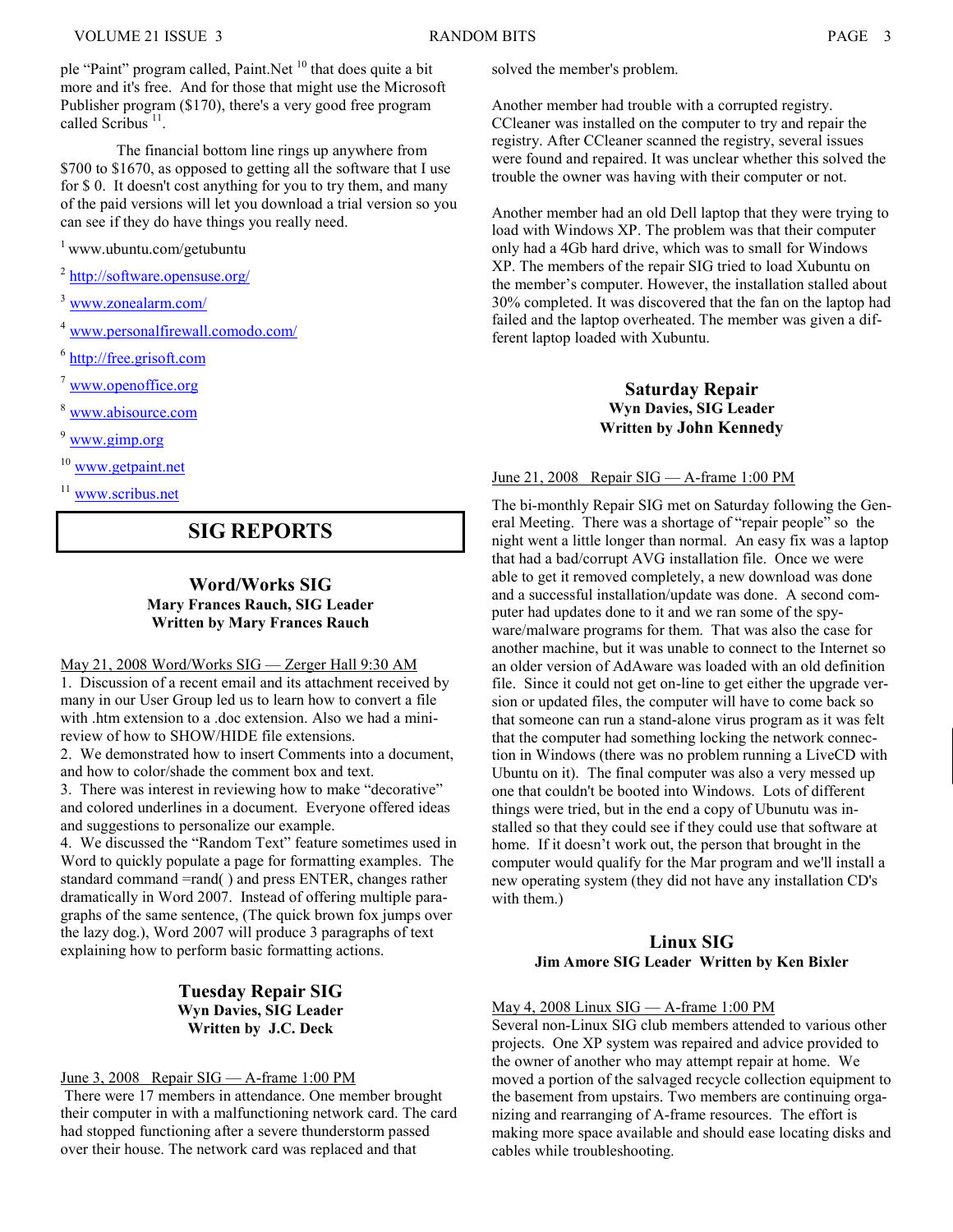ple "Paint" program called, Paint.Net [10] that does quite a bit more and it's free. And for those that might use the Microsoft Publisher program ($170), there's a very good free program called Scribus [11].

The financial bottom line rings up anywhere from $700 to $1670, as opposed to getting all the software that I use for $ 0. It doesn't cost anything for you to try them, and many of the paid versions will let you download a trial version so you can see if they do have things you really need.

[1] www.ubuntu.com/getubuntu

[2] http://software.opensuse.org/

[3] www.zonealarm.com/

[4] www.personalfirewall.comodo.com/

[6] http://free.grisoft.com

[7] www.openoffice.org

[8] www.abisource.com

[9] www.gimp.org

[10] www.getpaint.net

[11] www.scribus.net

# SIG REPORTS

## Word/Works SIG

**Mary Frances Rauch, SIG Leader**
**Written by Mary Frances Rauch**

May 21, 2008 Word/Works SIG — Zerger Hall 9:30 AM

1. Discussion of a recent email and its attachment received by many in our User Group led us to learn how to convert a file with .htm extension to a .doc extension. Also we had a mini-review of how to SHOW/HIDE file extensions.
2. We demonstrated how to insert Comments into a document, and how to color/shade the comment box and text.
3. There was interest in reviewing how to make "decorative" and colored underlines in a document. Everyone offered ideas and suggestions to personalize our example.
4. We discussed the "Random Text" feature sometimes used in Word to quickly populate a page for formatting examples. The standard command =rand( ) and press ENTER, changes rather dramatically in Word 2007. Instead of offering multiple paragraphs of the same sentence, (The quick brown fox jumps over the lazy dog.), Word 2007 will produce 3 paragraphs of text explaining how to perform basic formatting actions.

## Tuesday Repair SIG

**Wyn Davies, SIG Leader**
**Written by J.C. Deck**

June 3, 2008 Repair SIG — A-frame 1:00 PM

There were 17 members in attendance. One member brought their computer in with a malfunctioning network card. The card had stopped functioning after a severe thunderstorm passed over their house. The network card was replaced and that solved the member's problem.

Another member had trouble with a corrupted registry. CCleaner was installed on the computer to try and repair the registry. After CCleaner scanned the registry, several issues were found and repaired. It was unclear whether this solved the trouble the owner was having with their computer or not.

Another member had an old Dell laptop that they were trying to load with Windows XP. The problem was that their computer only had a 4Gb hard drive, which was to small for Windows XP. The members of the repair SIG tried to load Xubuntu on the member's computer. However, the installation stalled about 30% completed. It was discovered that the fan on the laptop had failed and the laptop overheated. The member was given a different laptop loaded with Xubuntu.

## Saturday Repair

**Wyn Davies, SIG Leader**
**Written by John Kennedy**

June 21, 2008 Repair SIG — A-frame 1:00 PM

The bi-monthly Repair SIG met on Saturday following the General Meeting. There was a shortage of "repair people" so the night went a little longer than normal. An easy fix was a laptop that had a bad/corrupt AVG installation file. Once we were able to get it removed completely, a new download was done and a successful installation/update was done. A second computer had updates done to it and we ran some of the spyware/malware programs for them. That was also the case for another machine, but it was unable to connect to the Internet so an older version of AdAware was loaded with an old definition file. Since it could not get on-line to get either the upgrade version or updated files, the computer will have to come back so that someone can run a stand-alone virus program as it was felt that the computer had something locking the network connection in Windows (there was no problem running a LiveCD with Ubuntu on it). The final computer was also a very messed up one that couldn't be booted into Windows. Lots of different things were tried, but in the end a copy of Ubunutu was installed so that they could see if they could use that software at home. If it doesn't work out, the person that brought in the computer would qualify for the Mar program and we'll install a new operating system (they did not have any installation CD's with them.)

## Linux SIG

**Jim Amore SIG Leader Written by Ken Bixler**

May 4, 2008 Linux SIG — A-frame 1:00 PM

Several non-Linux SIG club members attended to various other projects. One XP system was repaired and advice provided to the owner of another who may attempt repair at home. We moved a portion of the salvaged recycle collection equipment to the basement from upstairs. Two members are continuing organizing and rearranging of A-frame resources. The effort is making more space available and should ease locating disks and cables while troubleshooting.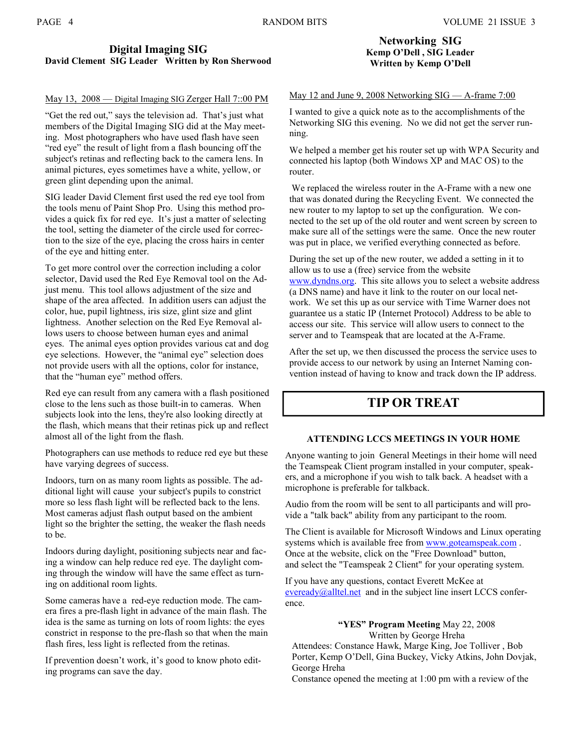## Digital Imaging SIG

**David Clement SIG Leader Written by Ron Sherwood**

May 13, 2008 — Digital Imaging SIG Zerger Hall 7::00 PM

"Get the red out," says the television ad. That's just what members of the Digital Imaging SIG did at the May meeting. Most photographers who have used flash have seen "red eye" the result of light from a flash bouncing off the subject's retinas and reflecting back to the camera lens. In animal pictures, eyes sometimes have a white, yellow, or green glint depending upon the animal.

SIG leader David Clement first used the red eye tool from the tools menu of Paint Shop Pro. Using this method provides a quick fix for red eye. It's just a matter of selecting the tool, setting the diameter of the circle used for correction to the size of the eye, placing the cross hairs in center of the eye and hitting enter.

To get more control over the correction including a color selector, David used the Red Eye Removal tool on the Adjust menu. This tool allows adjustment of the size and shape of the area affected. In addition users can adjust the color, hue, pupil lightness, iris size, glint size and glint lightness. Another selection on the Red Eye Removal allows users to choose between human eyes and animal eyes. The animal eyes option provides various cat and dog eye selections. However, the "animal eye" selection does not provide users with all the options, color for instance, that the "human eye" method offers.

Red eye can result from any camera with a flash positioned close to the lens such as those built-in to cameras. When subjects look into the lens, they're also looking directly at the flash, which means that their retinas pick up and reflect almost all of the light from the flash.

Photographers can use methods to reduce red eye but these have varying degrees of success.

Indoors, turn on as many room lights as possible. The additional light will cause your subject's pupils to constrict more so less flash light will be reflected back to the lens. Most cameras adjust flash output based on the ambient light so the brighter the setting, the weaker the flash needs to be.

Indoors during daylight, positioning subjects near and facing a window can help reduce red eye. The daylight coming through the window will have the same effect as turning on additional room lights.

Some cameras have a red-eye reduction mode. The camera fires a pre-flash light in advance of the main flash. The idea is the same as turning on lots of room lights: the eyes constrict in response to the pre-flash so that when the main flash fires, less light is reflected from the retinas.

If prevention doesn't work, it's good to know photo editing programs can save the day.

## Networking SIG

**Kemp O'Dell , SIG Leader**
**Written by Kemp O'Dell**

May 12 and June 9, 2008 Networking SIG — A-frame 7:00

I wanted to give a quick note as to the accomplishments of the Networking SIG this evening. No we did not get the server running.

We helped a member get his router set up with WPA Security and connected his laptop (both Windows XP and MAC OS) to the router.

We replaced the wireless router in the A-Frame with a new one that was donated during the Recycling Event. We connected the new router to my laptop to set up the configuration. We connected to the set up of the old router and went screen by screen to make sure all of the settings were the same. Once the new router was put in place, we verified everything connected as before.

During the set up of the new router, we added a setting in it to allow us to use a (free) service from the website www.dyndns.org. This site allows you to select a website address (a DNS name) and have it link to the router on our local network. We set this up as our service with Time Warner does not guarantee us a static IP (Internet Protocol) Address to be able to access our site. This service will allow users to connect to the server and to Teamspeak that are located at the A-Frame.

After the set up, we then discussed the process the service uses to provide access to our network by using an Internet Naming convention instead of having to know and track down the IP address.

## TIP OR TREAT

### ATTENDING LCCS MEETINGS IN YOUR HOME

Anyone wanting to join General Meetings in their home will need the Teamspeak Client program installed in your computer, speakers, and a microphone if you wish to talk back. A headset with a microphone is preferable for talkback.

Audio from the room will be sent to all participants and will provide a "talk back" ability from any participant to the room.

The Client is available for Microsoft Windows and Linux operating systems which is available free from www.goteamspeak.com . Once at the website, click on the "Free Download" button, and select the "Teamspeak 2 Client" for your operating system.

If you have any questions, contact Everett McKee at eveready@alltel.net and in the subject line insert LCCS conference.

**"YES" Program Meeting** May 22, 2008
Written by George Hreha

Attendees: Constance Hawk, Marge King, Joe Tolliver , Bob Porter, Kemp O'Dell, Gina Buckey, Vicky Atkins, John Dovjak, George Hreha

Constance opened the meeting at 1:00 pm with a review of the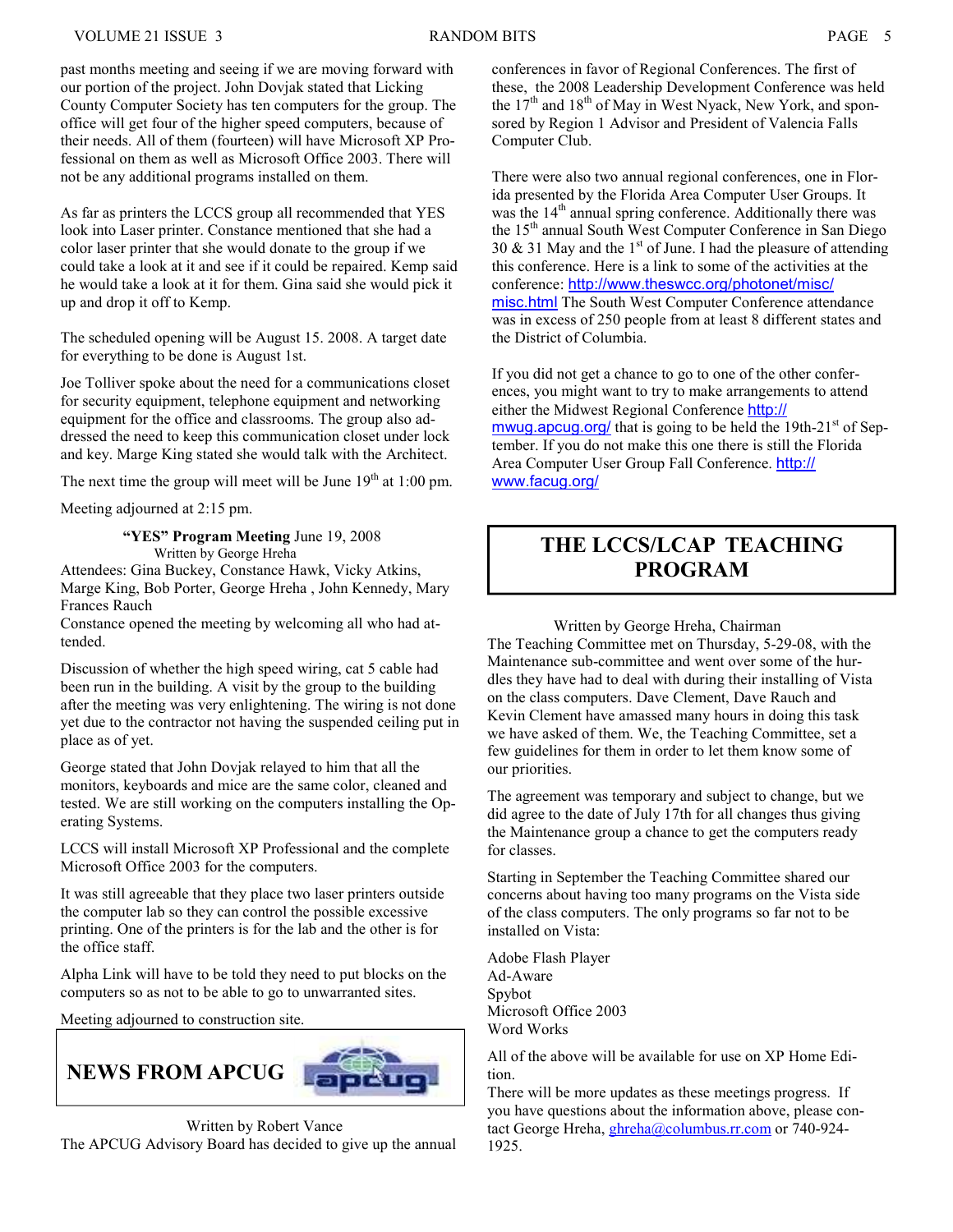past months meeting and seeing if we are moving forward with our portion of the project. John Dovjak stated that Licking County Computer Society has ten computers for the group. The office will get four of the higher speed computers, because of their needs. All of them (fourteen) will have Microsoft XP Professional on them as well as Microsoft Office 2003. There will not be any additional programs installed on them.

As far as printers the LCCS group all recommended that YES look into Laser printer. Constance mentioned that she had a color laser printer that she would donate to the group if we could take a look at it and see if it could be repaired. Kemp said he would take a look at it for them. Gina said she would pick it up and drop it off to Kemp.

The scheduled opening will be August 15. 2008. A target date for everything to be done is August 1st.

Joe Tolliver spoke about the need for a communications closet for security equipment, telephone equipment and networking equipment for the office and classrooms. The group also addressed the need to keep this communication closet under lock and key. Marge King stated she would talk with the Architect.

The next time the group will meet will be June 19th at 1:00 pm.

Meeting adjourned at 2:15 pm.

**"YES" Program Meeting** June 19, 2008
Written by George Hreha

Attendees: Gina Buckey, Constance Hawk, Vicky Atkins, Marge King, Bob Porter, George Hreha , John Kennedy, Mary Frances Rauch

Constance opened the meeting by welcoming all who had attended.

Discussion of whether the high speed wiring, cat 5 cable had been run in the building. A visit by the group to the building after the meeting was very enlightening. The wiring is not done yet due to the contractor not having the suspended ceiling put in place as of yet.

George stated that John Dovjak relayed to him that all the monitors, keyboards and mice are the same color, cleaned and tested. We are still working on the computers installing the Operating Systems.

LCCS will install Microsoft XP Professional and the complete Microsoft Office 2003 for the computers.

It was still agreeable that they place two laser printers outside the computer lab so they can control the possible excessive printing. One of the printers is for the lab and the other is for the office staff.

Alpha Link will have to be told they need to put blocks on the computers so as not to be able to go to unwarranted sites.

Meeting adjourned to construction site.

## NEWS FROM APCUG

Written by Robert Vance

The APCUG Advisory Board has decided to give up the annual conferences in favor of Regional Conferences. The first of these, the 2008 Leadership Development Conference was held the 17th and 18th of May in West Nyack, New York, and sponsored by Region 1 Advisor and President of Valencia Falls Computer Club.

There were also two annual regional conferences, one in Florida presented by the Florida Area Computer User Groups. It was the 14th annual spring conference. Additionally there was the 15th annual South West Computer Conference in San Diego 30 & 31 May and the 1st of June. I had the pleasure of attending this conference. Here is a link to some of the activities at the conference: http://www.theswcc.org/photonet/misc/misc.html The South West Computer Conference attendance was in excess of 250 people from at least 8 different states and the District of Columbia.

If you did not get a chance to go to one of the other conferences, you might want to try to make arrangements to attend either the Midwest Regional Conference http://mwug.apcug.org/ that is going to be held the 19th-21st of September. If you do not make this one there is still the Florida Area Computer User Group Fall Conference. http://www.facug.org/

## THE LCCS/LCAP TEACHING PROGRAM

Written by George Hreha, Chairman

The Teaching Committee met on Thursday, 5-29-08, with the Maintenance sub-committee and went over some of the hurdles they have had to deal with during their installing of Vista on the class computers. Dave Clement, Dave Rauch and Kevin Clement have amassed many hours in doing this task we have asked of them. We, the Teaching Committee, set a few guidelines for them in order to let them know some of our priorities.

The agreement was temporary and subject to change, but we did agree to the date of July 17th for all changes thus giving the Maintenance group a chance to get the computers ready for classes.

Starting in September the Teaching Committee shared our concerns about having too many programs on the Vista side of the class computers. The only programs so far not to be installed on Vista:

Adobe Flash Player
Ad-Aware
Spybot
Microsoft Office 2003
Word Works

All of the above will be available for use on XP Home Edition.

There will be more updates as these meetings progress. If you have questions about the information above, please contact George Hreha, ghreha@columbus.rr.com or 740-924-1925.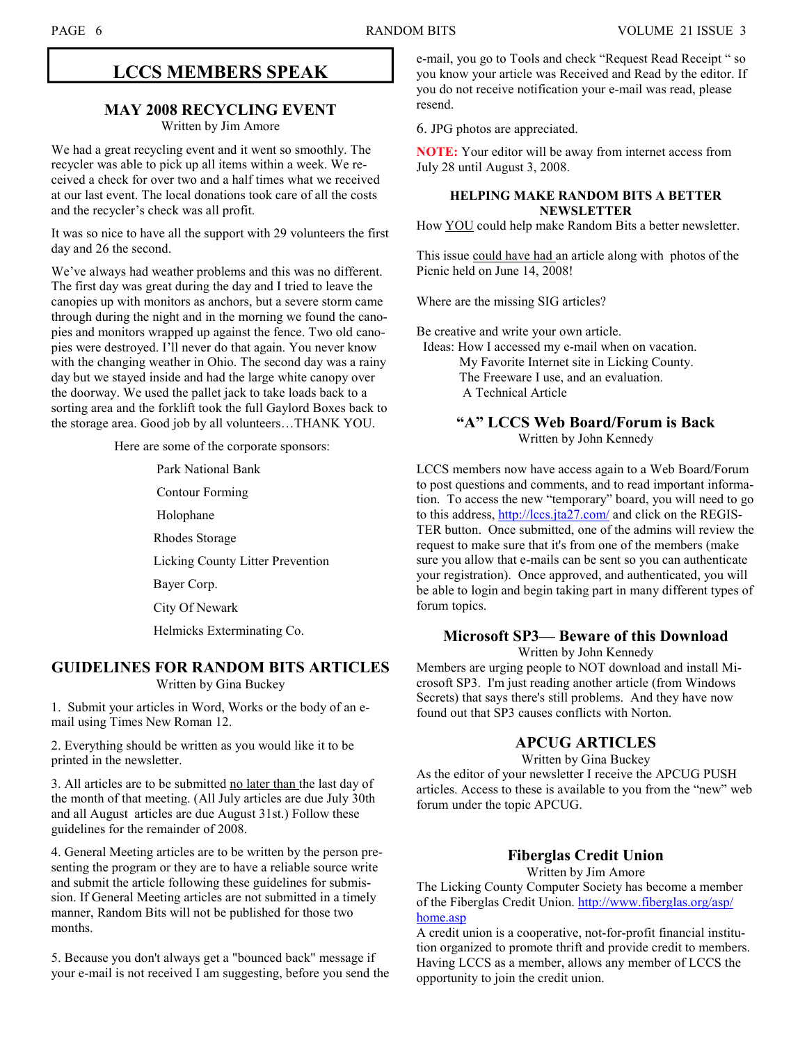# LCCS MEMBERS SPEAK

## MAY 2008 RECYCLING EVENT

Written by Jim Amore

We had a great recycling event and it went so smoothly. The recycler was able to pick up all items within a week. We received a check for over two and a half times what we received at our last event. The local donations took care of all the costs and the recycler's check was all profit.

It was so nice to have all the support with 29 volunteers the first day and 26 the second.

We've always had weather problems and this was no different. The first day was great during the day and I tried to leave the canopies up with monitors as anchors, but a severe storm came through during the night and in the morning we found the canopies and monitors wrapped up against the fence. Two old canopies were destroyed. I'll never do that again. You never know with the changing weather in Ohio. The second day was a rainy day but we stayed inside and had the large white canopy over the doorway. We used the pallet jack to take loads back to a sorting area and the forklift took the full Gaylord Boxes back to the storage area. Good job by all volunteers…THANK YOU.

Here are some of the corporate sponsors:

- Park National Bank
- Contour Forming
- Holophane
- Rhodes Storage
- Licking County Litter Prevention
- Bayer Corp.
- City Of Newark
- Helmicks Exterminating Co.

## GUIDELINES FOR RANDOM BITS ARTICLES

Written by Gina Buckey

1. Submit your articles in Word, Works or the body of an e-mail using Times New Roman 12.

2. Everything should be written as you would like it to be printed in the newsletter.

3. All articles are to be submitted no later than the last day of the month of that meeting. (All July articles are due July 30th and all August articles are due August 31st.) Follow these guidelines for the remainder of 2008.

4. General Meeting articles are to be written by the person presenting the program or they are to have a reliable source write and submit the article following these guidelines for submission. If General Meeting articles are not submitted in a timely manner, Random Bits will not be published for those two months.

5. Because you don't always get a "bounced back" message if your e-mail is not received I am suggesting, before you send the e-mail, you go to Tools and check "Request Read Receipt " so you know your article was Received and Read by the editor. If you do not receive notification your e-mail was read, please resend.

6. JPG photos are appreciated.

**NOTE:** Your editor will be away from internet access from July 28 until August 3, 2008.

### HELPING MAKE RANDOM BITS A BETTER NEWSLETTER

How YOU could help make Random Bits a better newsletter.

This issue could have had an article along with photos of the Picnic held on June 14, 2008!

Where are the missing SIG articles?

Be creative and write your own article.

Ideas: How I accessed my e-mail on vacation.
My Favorite Internet site in Licking County.
The Freeware I use, and an evaluation.
A Technical Article

## "A" LCCS Web Board/Forum is Back

Written by John Kennedy

LCCS members now have access again to a Web Board/Forum to post questions and comments, and to read important information. To access the new "temporary" board, you will need to go to this address, http://lccs.jta27.com/ and click on the REGISTER button. Once submitted, one of the admins will review the request to make sure that it's from one of the members (make sure you allow that e-mails can be sent so you can authenticate your registration). Once approved, and authenticated, you will be able to login and begin taking part in many different types of forum topics.

## Microsoft SP3— Beware of this Download

Written by John Kennedy

Members are urging people to NOT download and install Microsoft SP3. I'm just reading another article (from Windows Secrets) that says there's still problems. And they have now found out that SP3 causes conflicts with Norton.

## APCUG ARTICLES

Written by Gina Buckey

As the editor of your newsletter I receive the APCUG PUSH articles. Access to these is available to you from the "new" web forum under the topic APCUG.

## Fiberglas Credit Union

Written by Jim Amore

The Licking County Computer Society has become a member of the Fiberglas Credit Union. http://www.fiberglas.org/asp/home.asp

A credit union is a cooperative, not-for-profit financial institution organized to promote thrift and provide credit to members. Having LCCS as a member, allows any member of LCCS the opportunity to join the credit union.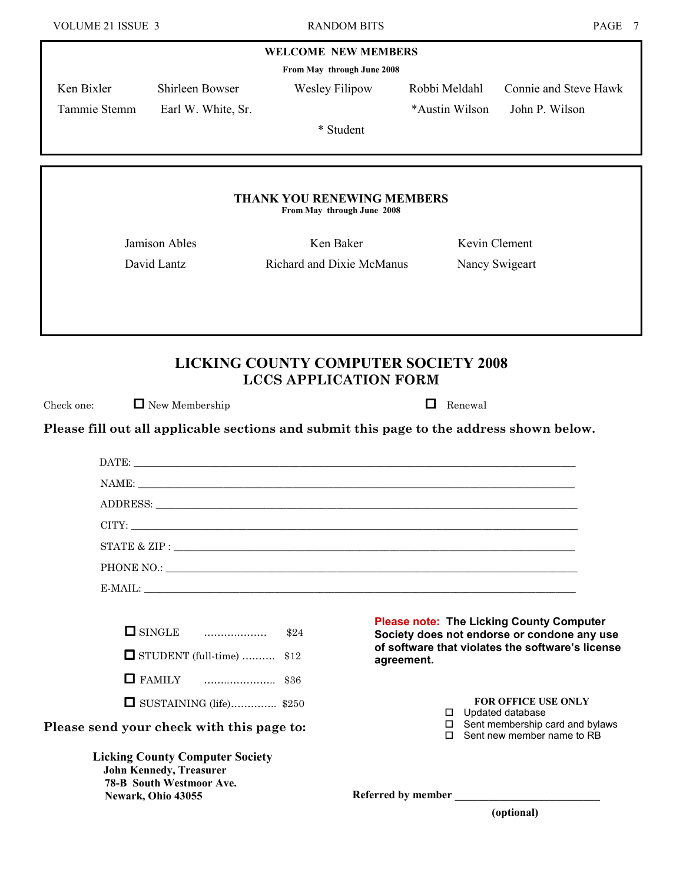## WELCOME NEW MEMBERS

**From May through June 2008**

Ken Bixler
Shirleen Bowser
Wesley Filipow
Robbi Meldahl
Connie and Steve Hawk
Tammie Stemm
Earl W. White, Sr.
*Austin Wilson
John P. Wilson

* Student

## THANK YOU RENEWING MEMBERS

**From May through June 2008**

Jamison Ables
Ken Baker
Kevin Clement
David Lantz
Richard and Dixie McManus
Nancy Swigeart

# LICKING COUNTY COMPUTER SOCIETY 2008
# LCCS APPLICATION FORM

Check one: ☐ New Membership ☐ Renewal

**Please fill out all applicable sections and submit this page to the address shown below.**

DATE: ______________________________

NAME: ______________________________

ADDRESS: ______________________________

CITY: ______________________________

STATE & ZIP : ______________________________

PHONE NO.: ______________________________

E-MAIL: ______________________________

☐ SINGLE .................. $24

☐ STUDENT (full-time) .......... $12

☐ FAMILY ...................... $36

☐ SUSTAINING (life).............. $250

**Please note: The Licking County Computer Society does not endorse or condone any use of software that violates the software's license agreement.**

**FOR OFFICE USE ONLY**

☐ Updated database
☐ Sent membership card and bylaws
☐ Sent new member name to RB

**Please send your check with this page to:**

**Licking County Computer Society**
**John Kennedy, Treasurer**
**78-B South Westmoor Ave.**
**Newark, Ohio 43055**

**Referred by member** ______________________
**(optional)**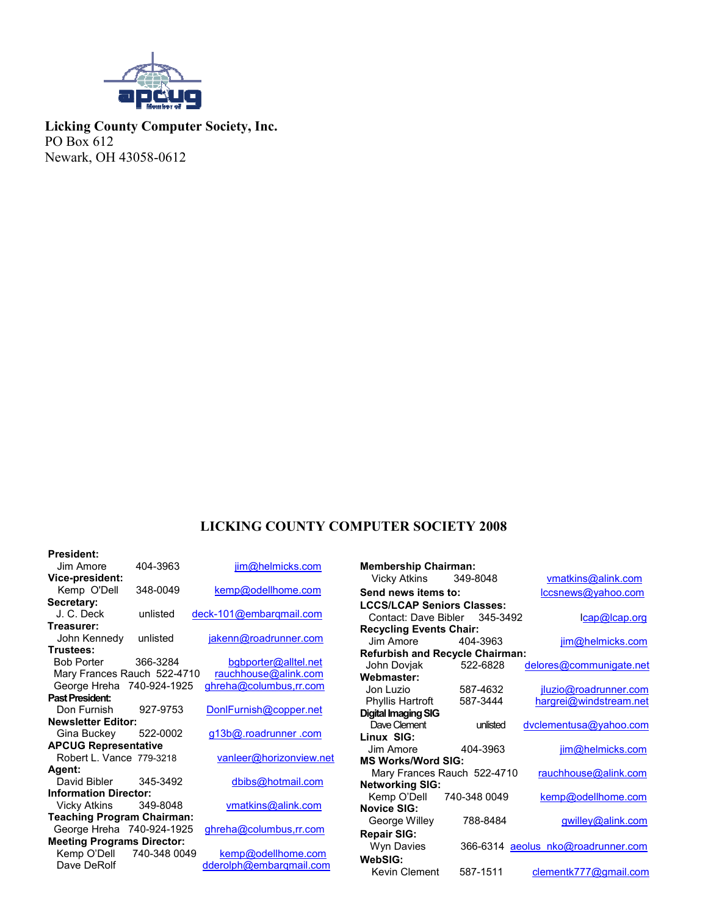**Licking County Computer Society, Inc.**
PO Box 612
Newark, OH 43058-0612

## LICKING COUNTY COMPUTER SOCIETY 2008

**President:**
Jim Amore 404-3963 jim@helmicks.com

**Vice-president:**
Kemp O'Dell 348-0049 kemp@odellhome.com

**Secretary:**
J. C. Deck unlisted deck-101@embarqmail.com

**Treasurer:**
John Kennedy unlisted jakenn@roadrunner.com

**Trustees:**
Bob Porter 366-3284 bgbporter@alltel.net
Mary Frances Rauch 522-4710 rauchhouse@alink.com
George Hreha 740-924-1925 ghreha@columbus,rr.com

**Past President:**
Don Furnish 927-9753 DonlFurnish@copper.net

**Newsletter Editor:**
Gina Buckey 522-0002 g13b@.roadrunner .com

**APCUG Representative**
Robert L. Vance 779-3218 vanleer@horizonview.net

**Agent:**
David Bibler 345-3492 dbibs@hotmail.com

**Information Director:**
Vicky Atkins 349-8048 vmatkins@alink.com

**Teaching Program Chairman:**
George Hreha 740-924-1925 ghreha@columbus,rr.com

**Meeting Programs Director:**
Kemp O'Dell 740-348 0049 kemp@odellhome.com
Dave DeRolf dderolph@embarqmail.com

**Membership Chairman:**
Vicky Atkins 349-8048 vmatkins@alink.com

**Send news items to:** lccsnews@yahoo.com

**LCCS/LCAP Seniors Classes:**
Contact: Dave Bibler 345-3492 lcap@lcap.org

**Recycling Events Chair:**
Jim Amore 404-3963 jim@helmicks.com

**Refurbish and Recycle Chairman:**
John Dovjak 522-6828 delores@communigate.net

**Webmaster:**
Jon Luzio 587-4632 jluzio@roadrunner.com
Phyllis Hartroft 587-3444 hargrei@windstream.net

**Digital Imaging SIG**
Dave Clement unlisted dvclementusa@yahoo.com

**Linux SIG:**
Jim Amore 404-3963 jim@helmicks.com

**MS Works/Word SIG:**
Mary Frances Rauch 522-4710 rauchhouse@alink.com

**Networking SIG:**
Kemp O'Dell 740-348 0049 kemp@odellhome.com

**Novice SIG:**
George Willey 788-8484 gwilley@alink.com

**Repair SIG:**
Wyn Davies 366-6314 aeolus_nko@roadrunner.com

**WebSIG:**
Kevin Clement 587-1511 clementk777@gmail.com